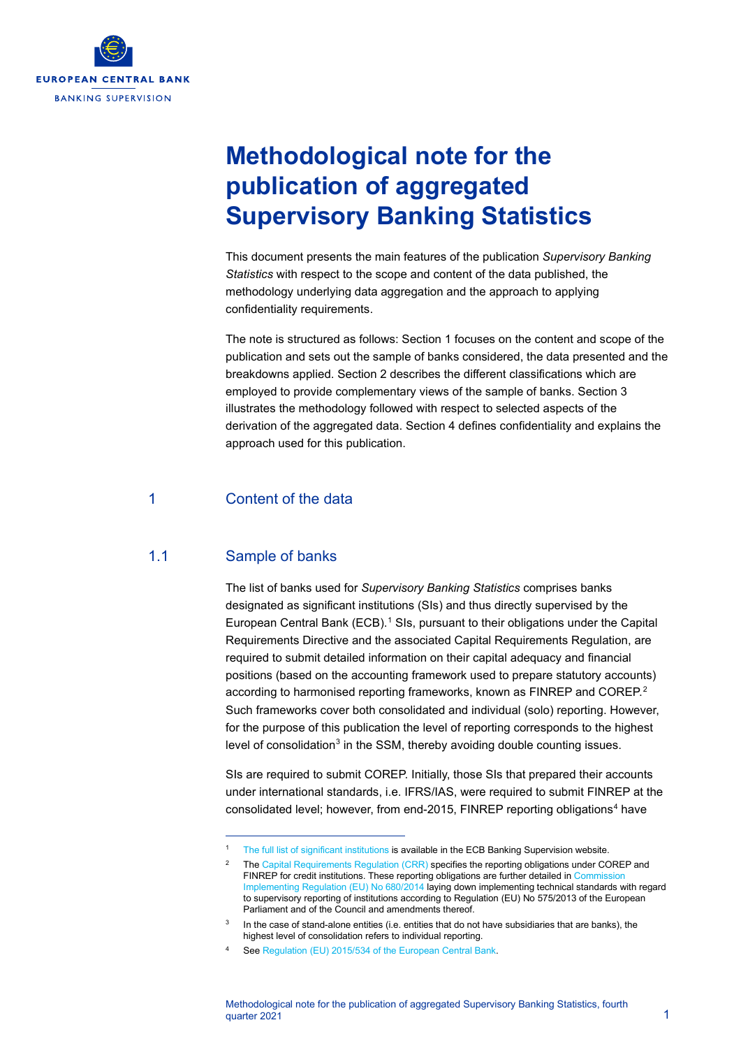EUROPEAN CENTRAL BANK

BANKING SUPERVISION

# Methodological note for the publication of aggregated Supervisory Banking Statistics

This document presents the main features of the publication *Supervisory Banking Statistics* with respect to the scope and content of the data published, the methodology underlying data aggregation and the approach to applying confidentiality requirements.

The note is structured as follows: Section 1 focuses on the content and scope of the publication and sets out the sample of banks considered, the data presented and the breakdowns applied. Section 2 describes the different classifications which are employed to provide complementary views of the sample of banks. Section 3 illustrates the methodology followed with respect to selected aspects of the derivation of the aggregated data. Section 4 defines confidentiality and explains the approach used for this publication.

## 1 Content of the data

### 1.1 Sample of banks

The list of banks used for *Supervisory Banking Statistics* comprises banks designated as significant institutions (SIs) and thus directly supervised by the European Central Bank (ECB).[1] SIs, pursuant to their obligations under the Capital Requirements Directive and the associated Capital Requirements Regulation, are required to submit detailed information on their capital adequacy and financial positions (based on the accounting framework used to prepare statutory accounts) according to harmonised reporting frameworks, known as FINREP and COREP.[2] Such frameworks cover both consolidated and individual (solo) reporting. However, for the purpose of this publication the level of reporting corresponds to the highest level of consolidation[3] in the SSM, thereby avoiding double counting issues.

SIs are required to submit COREP. Initially, those SIs that prepared their accounts under international standards, i.e. IFRS/IAS, were required to submit FINREP at the consolidated level; however, from end-2015, FINREP reporting obligations[4] have

[1] The full list of significant institutions is available in the ECB Banking Supervision website.

[2] The Capital Requirements Regulation (CRR) specifies the reporting obligations under COREP and FINREP for credit institutions. These reporting obligations are further detailed in Commission Implementing Regulation (EU) No 680/2014 laying down implementing technical standards with regard to supervisory reporting of institutions according to Regulation (EU) No 575/2013 of the European Parliament and of the Council and amendments thereof.

[3] In the case of stand-alone entities (i.e. entities that do not have subsidiaries that are banks), the highest level of consolidation refers to individual reporting.

[4] See Regulation (EU) 2015/534 of the European Central Bank.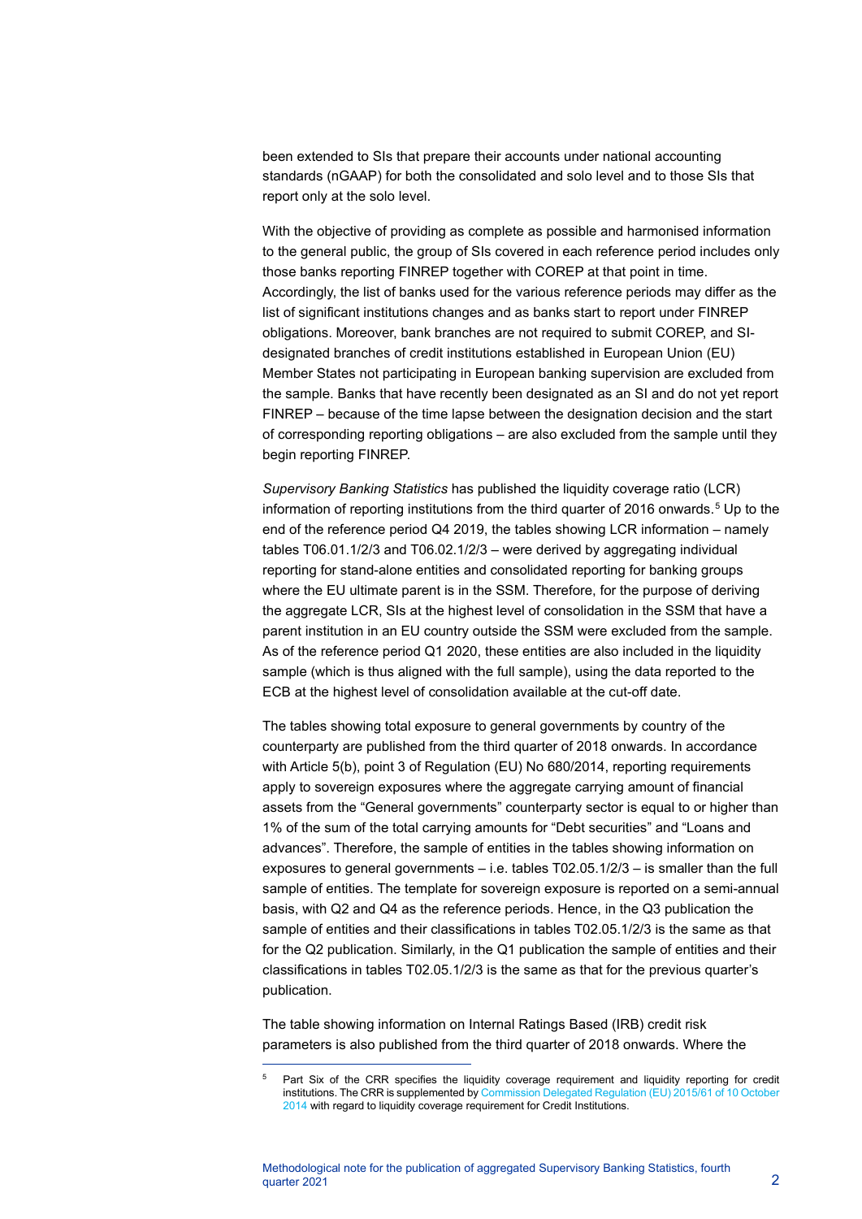been extended to SIs that prepare their accounts under national accounting standards (nGAAP) for both the consolidated and solo level and to those SIs that report only at the solo level.

With the objective of providing as complete as possible and harmonised information to the general public, the group of SIs covered in each reference period includes only those banks reporting FINREP together with COREP at that point in time. Accordingly, the list of banks used for the various reference periods may differ as the list of significant institutions changes and as banks start to report under FINREP obligations. Moreover, bank branches are not required to submit COREP, and SI-designated branches of credit institutions established in European Union (EU) Member States not participating in European banking supervision are excluded from the sample. Banks that have recently been designated as an SI and do not yet report FINREP – because of the time lapse between the designation decision and the start of corresponding reporting obligations – are also excluded from the sample until they begin reporting FINREP.

*Supervisory Banking Statistics* has published the liquidity coverage ratio (LCR) information of reporting institutions from the third quarter of 2016 onwards.[5] Up to the end of the reference period Q4 2019, the tables showing LCR information – namely tables T06.01.1/2/3 and T06.02.1/2/3 – were derived by aggregating individual reporting for stand-alone entities and consolidated reporting for banking groups where the EU ultimate parent is in the SSM. Therefore, for the purpose of deriving the aggregate LCR, SIs at the highest level of consolidation in the SSM that have a parent institution in an EU country outside the SSM were excluded from the sample. As of the reference period Q1 2020, these entities are also included in the liquidity sample (which is thus aligned with the full sample), using the data reported to the ECB at the highest level of consolidation available at the cut-off date.

The tables showing total exposure to general governments by country of the counterparty are published from the third quarter of 2018 onwards. In accordance with Article 5(b), point 3 of Regulation (EU) No 680/2014, reporting requirements apply to sovereign exposures where the aggregate carrying amount of financial assets from the "General governments" counterparty sector is equal to or higher than 1% of the sum of the total carrying amounts for "Debt securities" and "Loans and advances". Therefore, the sample of entities in the tables showing information on exposures to general governments – i.e. tables T02.05.1/2/3 – is smaller than the full sample of entities. The template for sovereign exposure is reported on a semi-annual basis, with Q2 and Q4 as the reference periods. Hence, in the Q3 publication the sample of entities and their classifications in tables T02.05.1/2/3 is the same as that for the Q2 publication. Similarly, in the Q1 publication the sample of entities and their classifications in tables T02.05.1/2/3 is the same as that for the previous quarter's publication.

The table showing information on Internal Ratings Based (IRB) credit risk parameters is also published from the third quarter of 2018 onwards. Where the

---

[5] Part Six of the CRR specifies the liquidity coverage requirement and liquidity reporting for credit institutions. The CRR is supplemented by Commission Delegated Regulation (EU) 2015/61 of 10 October 2014 with regard to liquidity coverage requirement for Credit Institutions.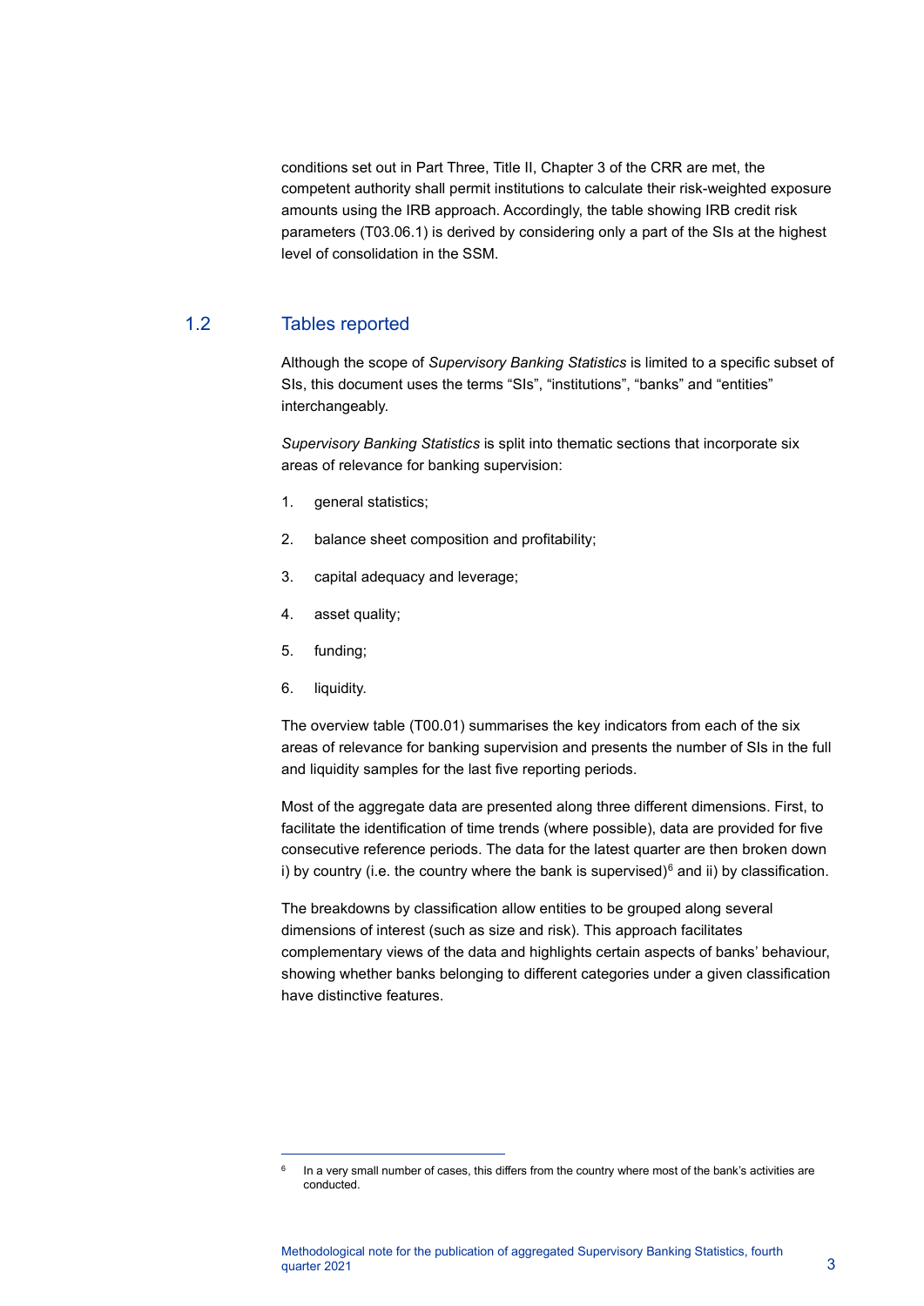conditions set out in Part Three, Title II, Chapter 3 of the CRR are met, the competent authority shall permit institutions to calculate their risk-weighted exposure amounts using the IRB approach. Accordingly, the table showing IRB credit risk parameters (T03.06.1) is derived by considering only a part of the SIs at the highest level of consolidation in the SSM.

## 1.2 Tables reported

Although the scope of *Supervisory Banking Statistics* is limited to a specific subset of SIs, this document uses the terms "SIs", "institutions", "banks" and "entities" interchangeably.

*Supervisory Banking Statistics* is split into thematic sections that incorporate six areas of relevance for banking supervision:

1. general statistics;
2. balance sheet composition and profitability;
3. capital adequacy and leverage;
4. asset quality;
5. funding;
6. liquidity.

The overview table (T00.01) summarises the key indicators from each of the six areas of relevance for banking supervision and presents the number of SIs in the full and liquidity samples for the last five reporting periods.

Most of the aggregate data are presented along three different dimensions. First, to facilitate the identification of time trends (where possible), data are provided for five consecutive reference periods. The data for the latest quarter are then broken down i) by country (i.e. the country where the bank is supervised)[6] and ii) by classification.

The breakdowns by classification allow entities to be grouped along several dimensions of interest (such as size and risk). This approach facilitates complementary views of the data and highlights certain aspects of banks' behaviour, showing whether banks belonging to different categories under a given classification have distinctive features.

[6] In a very small number of cases, this differs from the country where most of the bank's activities are conducted.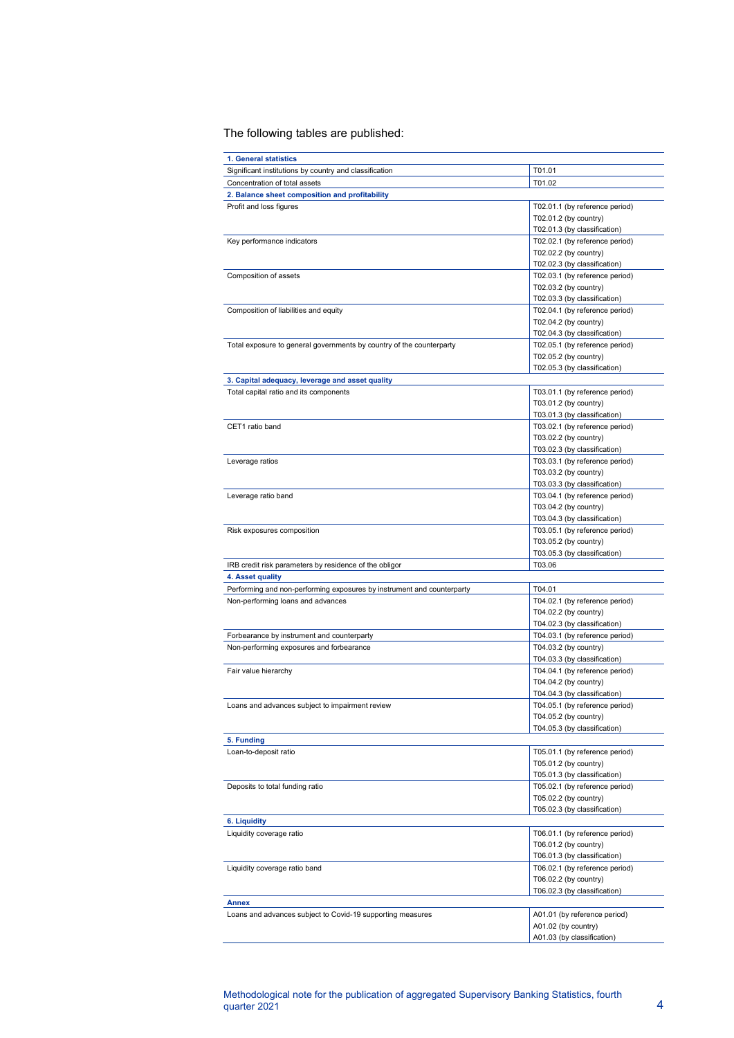The following tables are published:

| | |
|---|---|
| **1. General statistics** | |
| Significant institutions by country and classification | T01.01 |
| Concentration of total assets | T01.02 |
| **2. Balance sheet composition and profitability** | |
| Profit and loss figures | T02.01.1 (by reference period)<br>T02.01.2 (by country)<br>T02.01.3 (by classification) |
| Key performance indicators | T02.02.1 (by reference period)<br>T02.02.2 (by country)<br>T02.02.3 (by classification) |
| Composition of assets | T02.03.1 (by reference period)<br>T02.03.2 (by country)<br>T02.03.3 (by classification) |
| Composition of liabilities and equity | T02.04.1 (by reference period)<br>T02.04.2 (by country)<br>T02.04.3 (by classification) |
| Total exposure to general governments by country of the counterparty | T02.05.1 (by reference period)<br>T02.05.2 (by country)<br>T02.05.3 (by classification) |
| **3. Capital adequacy, leverage and asset quality** | |
| Total capital ratio and its components | T03.01.1 (by reference period)<br>T03.01.2 (by country)<br>T03.01.3 (by classification) |
| CET1 ratio band | T03.02.1 (by reference period)<br>T03.02.2 (by country)<br>T03.02.3 (by classification) |
| Leverage ratios | T03.03.1 (by reference period)<br>T03.03.2 (by country)<br>T03.03.3 (by classification) |
| Leverage ratio band | T03.04.1 (by reference period)<br>T03.04.2 (by country)<br>T03.04.3 (by classification) |
| Risk exposures composition | T03.05.1 (by reference period)<br>T03.05.2 (by country)<br>T03.05.3 (by classification) |
| IRB credit risk parameters by residence of the obligor | T03.06 |
| **4. Asset quality** | |
| Performing and non-performing exposures by instrument and counterparty | T04.01 |
| Non-performing loans and advances | T04.02.1 (by reference period)<br>T04.02.2 (by country)<br>T04.02.3 (by classification) |
| Forbearance by instrument and counterparty | T04.03.1 (by reference period) |
| Non-performing exposures and forbearance | T04.03.2 (by country)<br>T04.03.3 (by classification) |
| Fair value hierarchy | T04.04.1 (by reference period)<br>T04.04.2 (by country)<br>T04.04.3 (by classification) |
| Loans and advances subject to impairment review | T04.05.1 (by reference period)<br>T04.05.2 (by country)<br>T04.05.3 (by classification) |
| **5. Funding** | |
| Loan-to-deposit ratio | T05.01.1 (by reference period)<br>T05.01.2 (by country)<br>T05.01.3 (by classification) |
| Deposits to total funding ratio | T05.02.1 (by reference period)<br>T05.02.2 (by country)<br>T05.02.3 (by classification) |
| **6. Liquidity** | |
| Liquidity coverage ratio | T06.01.1 (by reference period)<br>T06.01.2 (by country)<br>T06.01.3 (by classification) |
| Liquidity coverage ratio band | T06.02.1 (by reference period)<br>T06.02.2 (by country)<br>T06.02.3 (by classification) |
| **Annex** | |
| Loans and advances subject to Covid-19 supporting measures | A01.01 (by reference period)<br>A01.02 (by country)<br>A01.03 (by classification) |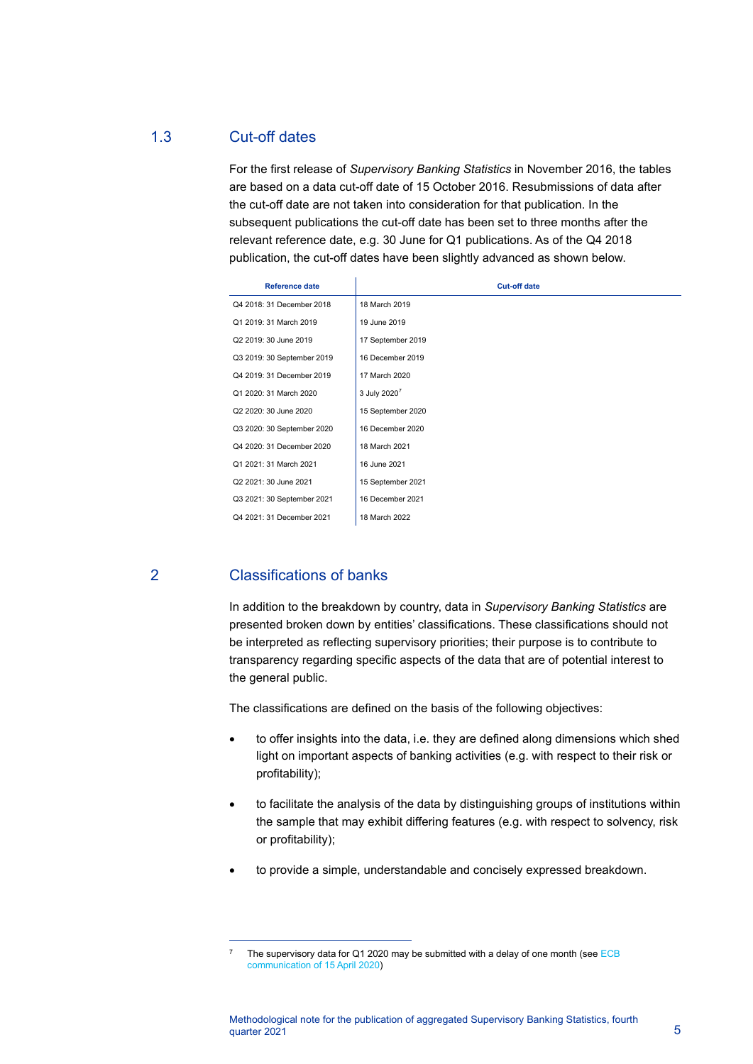## 1.3 Cut-off dates

For the first release of *Supervisory Banking Statistics* in November 2016, the tables are based on a data cut-off date of 15 October 2016. Resubmissions of data after the cut-off date are not taken into consideration for that publication. In the subsequent publications the cut-off date has been set to three months after the relevant reference date, e.g. 30 June for Q1 publications. As of the Q4 2018 publication, the cut-off dates have been slightly advanced as shown below.

| Reference date | Cut-off date |
|---|---|
| Q4 2018: 31 December 2018 | 18 March 2019 |
| Q1 2019: 31 March 2019 | 19 June 2019 |
| Q2 2019: 30 June 2019 | 17 September 2019 |
| Q3 2019: 30 September 2019 | 16 December 2019 |
| Q4 2019: 31 December 2019 | 17 March 2020 |
| Q1 2020: 31 March 2020 | 3 July 2020[7] |
| Q2 2020: 30 June 2020 | 15 September 2020 |
| Q3 2020: 30 September 2020 | 16 December 2020 |
| Q4 2020: 31 December 2020 | 18 March 2021 |
| Q1 2021: 31 March 2021 | 16 June 2021 |
| Q2 2021: 30 June 2021 | 15 September 2021 |
| Q3 2021: 30 September 2021 | 16 December 2021 |
| Q4 2021: 31 December 2021 | 18 March 2022 |

# 2 Classifications of banks

In addition to the breakdown by country, data in *Supervisory Banking Statistics* are presented broken down by entities' classifications. These classifications should not be interpreted as reflecting supervisory priorities; their purpose is to contribute to transparency regarding specific aspects of the data that are of potential interest to the general public.

The classifications are defined on the basis of the following objectives:

- to offer insights into the data, i.e. they are defined along dimensions which shed light on important aspects of banking activities (e.g. with respect to their risk or profitability);
- to facilitate the analysis of the data by distinguishing groups of institutions within the sample that may exhibit differing features (e.g. with respect to solvency, risk or profitability);
- to provide a simple, understandable and concisely expressed breakdown.

---

[7] The supervisory data for Q1 2020 may be submitted with a delay of one month (see ECB communication of 15 April 2020)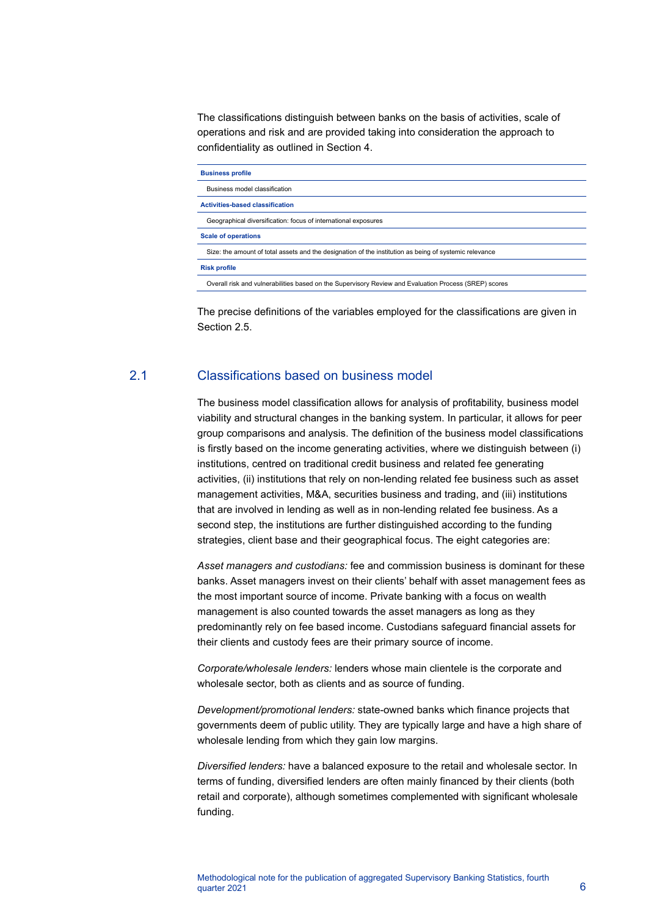The classifications distinguish between banks on the basis of activities, scale of operations and risk and are provided taking into consideration the approach to confidentiality as outlined in Section 4.

| **Business profile** |
| --- |
| Business model classification |
| **Activities-based classification** |
| Geographical diversification: focus of international exposures |
| **Scale of operations** |
| Size: the amount of total assets and the designation of the institution as being of systemic relevance |
| **Risk profile** |
| Overall risk and vulnerabilities based on the Supervisory Review and Evaluation Process (SREP) scores |

The precise definitions of the variables employed for the classifications are given in Section 2.5.

## 2.1 Classifications based on business model

The business model classification allows for analysis of profitability, business model viability and structural changes in the banking system. In particular, it allows for peer group comparisons and analysis. The definition of the business model classifications is firstly based on the income generating activities, where we distinguish between (i) institutions, centred on traditional credit business and related fee generating activities, (ii) institutions that rely on non-lending related fee business such as asset management activities, M&A, securities business and trading, and (iii) institutions that are involved in lending as well as in non-lending related fee business. As a second step, the institutions are further distinguished according to the funding strategies, client base and their geographical focus. The eight categories are:

*Asset managers and custodians:* fee and commission business is dominant for these banks. Asset managers invest on their clients' behalf with asset management fees as the most important source of income. Private banking with a focus on wealth management is also counted towards the asset managers as long as they predominantly rely on fee based income. Custodians safeguard financial assets for their clients and custody fees are their primary source of income.

*Corporate/wholesale lenders:* lenders whose main clientele is the corporate and wholesale sector, both as clients and as source of funding.

*Development/promotional lenders:* state-owned banks which finance projects that governments deem of public utility. They are typically large and have a high share of wholesale lending from which they gain low margins.

*Diversified lenders:* have a balanced exposure to the retail and wholesale sector. In terms of funding, diversified lenders are often mainly financed by their clients (both retail and corporate), although sometimes complemented with significant wholesale funding.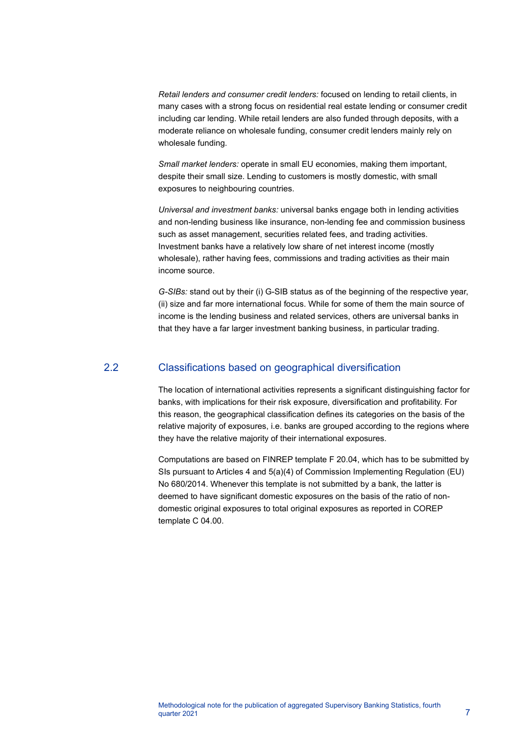*Retail lenders and consumer credit lenders:* focused on lending to retail clients, in many cases with a strong focus on residential real estate lending or consumer credit including car lending. While retail lenders are also funded through deposits, with a moderate reliance on wholesale funding, consumer credit lenders mainly rely on wholesale funding.

*Small market lenders:* operate in small EU economies, making them important, despite their small size. Lending to customers is mostly domestic, with small exposures to neighbouring countries.

*Universal and investment banks:* universal banks engage both in lending activities and non-lending business like insurance, non-lending fee and commission business such as asset management, securities related fees, and trading activities. Investment banks have a relatively low share of net interest income (mostly wholesale), rather having fees, commissions and trading activities as their main income source.

*G-SIBs:* stand out by their (i) G-SIB status as of the beginning of the respective year, (ii) size and far more international focus. While for some of them the main source of income is the lending business and related services, others are universal banks in that they have a far larger investment banking business, in particular trading.

## 2.2 Classifications based on geographical diversification

The location of international activities represents a significant distinguishing factor for banks, with implications for their risk exposure, diversification and profitability. For this reason, the geographical classification defines its categories on the basis of the relative majority of exposures, i.e. banks are grouped according to the regions where they have the relative majority of their international exposures.

Computations are based on FINREP template F 20.04, which has to be submitted by SIs pursuant to Articles 4 and 5(a)(4) of Commission Implementing Regulation (EU) No 680/2014. Whenever this template is not submitted by a bank, the latter is deemed to have significant domestic exposures on the basis of the ratio of non-domestic original exposures to total original exposures as reported in COREP template C 04.00.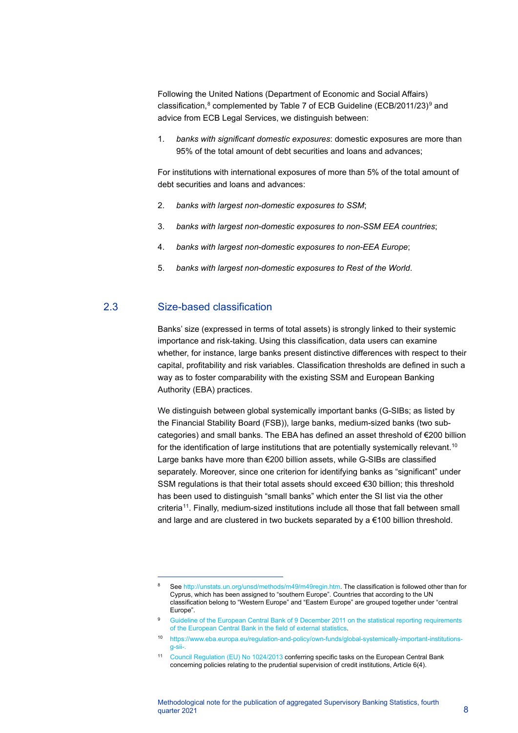Following the United Nations (Department of Economic and Social Affairs) classification,[8] complemented by Table 7 of ECB Guideline (ECB/2011/23)[9] and advice from ECB Legal Services, we distinguish between:

1. *banks with significant domestic exposures*: domestic exposures are more than 95% of the total amount of debt securities and loans and advances;

For institutions with international exposures of more than 5% of the total amount of debt securities and loans and advances:

2. *banks with largest non-domestic exposures to SSM*;
3. *banks with largest non-domestic exposures to non-SSM EEA countries*;
4. *banks with largest non-domestic exposures to non-EEA Europe*;
5. *banks with largest non-domestic exposures to Rest of the World*.

## 2.3 Size-based classification

Banks' size (expressed in terms of total assets) is strongly linked to their systemic importance and risk-taking. Using this classification, data users can examine whether, for instance, large banks present distinctive differences with respect to their capital, profitability and risk variables. Classification thresholds are defined in such a way as to foster comparability with the existing SSM and European Banking Authority (EBA) practices.

We distinguish between global systemically important banks (G-SIBs; as listed by the Financial Stability Board (FSB)), large banks, medium-sized banks (two sub-categories) and small banks. The EBA has defined an asset threshold of €200 billion for the identification of large institutions that are potentially systemically relevant.[10] Large banks have more than €200 billion assets, while G-SIBs are classified separately. Moreover, since one criterion for identifying banks as "significant" under SSM regulations is that their total assets should exceed €30 billion; this threshold has been used to distinguish "small banks" which enter the SI list via the other criteria[11]. Finally, medium-sized institutions include all those that fall between small and large and are clustered in two buckets separated by a €100 billion threshold.

---

[8] See http://unstats.un.org/unsd/methods/m49/m49regin.htm. The classification is followed other than for Cyprus, which has been assigned to "southern Europe". Countries that according to the UN classification belong to "Western Europe" and "Eastern Europe" are grouped together under "central Europe".

[9] Guideline of the European Central Bank of 9 December 2011 on the statistical reporting requirements of the European Central Bank in the field of external statistics.

[10] https://www.eba.europa.eu/regulation-and-policy/own-funds/global-systemically-important-institutions-g-sii-.

[11] Council Regulation (EU) No 1024/2013 conferring specific tasks on the European Central Bank concerning policies relating to the prudential supervision of credit institutions, Article 6(4).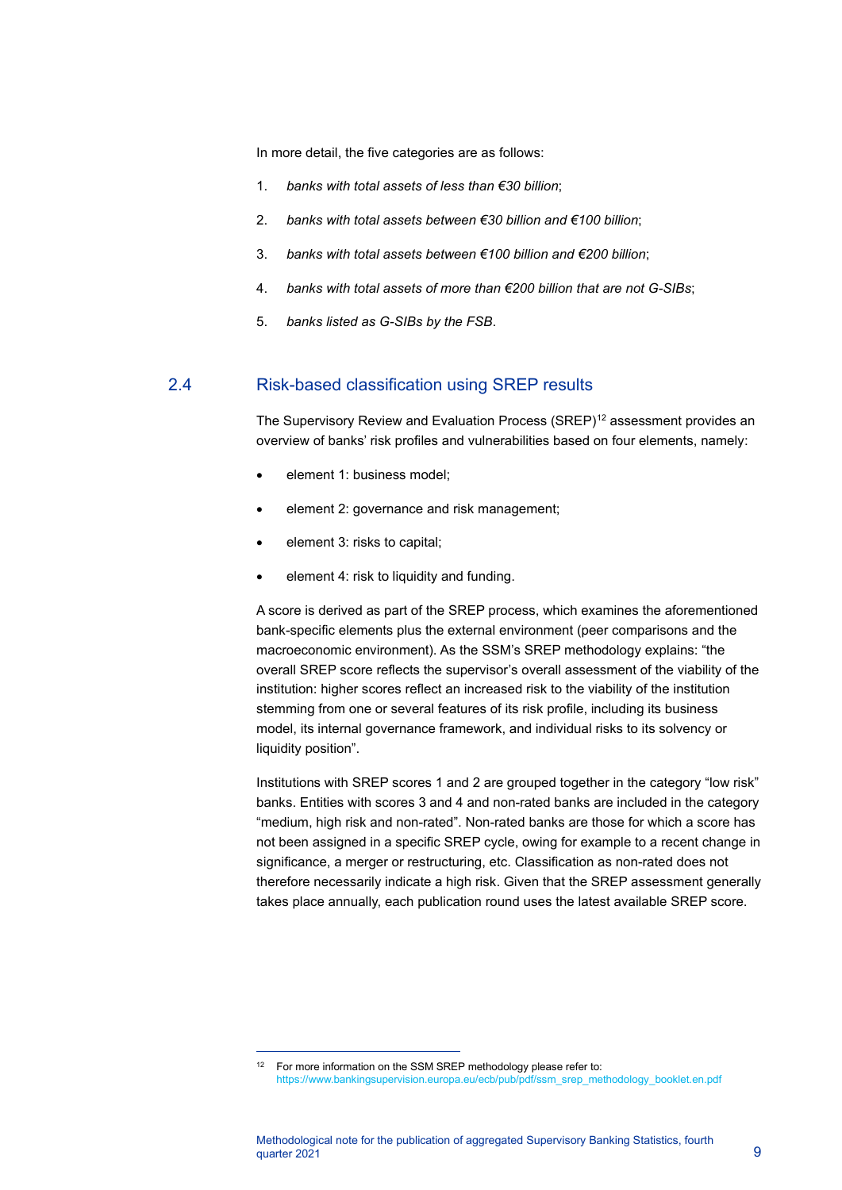In more detail, the five categories are as follows:

1. *banks with total assets of less than €30 billion*;
2. *banks with total assets between €30 billion and €100 billion*;
3. *banks with total assets between €100 billion and €200 billion*;
4. *banks with total assets of more than €200 billion that are not G-SIBs*;
5. *banks listed as G-SIBs by the FSB*.

## 2.4 Risk-based classification using SREP results

The Supervisory Review and Evaluation Process (SREP)[12] assessment provides an overview of banks' risk profiles and vulnerabilities based on four elements, namely:

- element 1: business model;
- element 2: governance and risk management;
- element 3: risks to capital;
- element 4: risk to liquidity and funding.

A score is derived as part of the SREP process, which examines the aforementioned bank-specific elements plus the external environment (peer comparisons and the macroeconomic environment). As the SSM's SREP methodology explains: "the overall SREP score reflects the supervisor's overall assessment of the viability of the institution: higher scores reflect an increased risk to the viability of the institution stemming from one or several features of its risk profile, including its business model, its internal governance framework, and individual risks to its solvency or liquidity position".

Institutions with SREP scores 1 and 2 are grouped together in the category "low risk" banks. Entities with scores 3 and 4 and non-rated banks are included in the category "medium, high risk and non-rated". Non-rated banks are those for which a score has not been assigned in a specific SREP cycle, owing for example to a recent change in significance, a merger or restructuring, etc. Classification as non-rated does not therefore necessarily indicate a high risk. Given that the SREP assessment generally takes place annually, each publication round uses the latest available SREP score.

---

[12] For more information on the SSM SREP methodology please refer to: https://www.bankingsupervision.europa.eu/ecb/pub/pdf/ssm_srep_methodology_booklet.en.pdf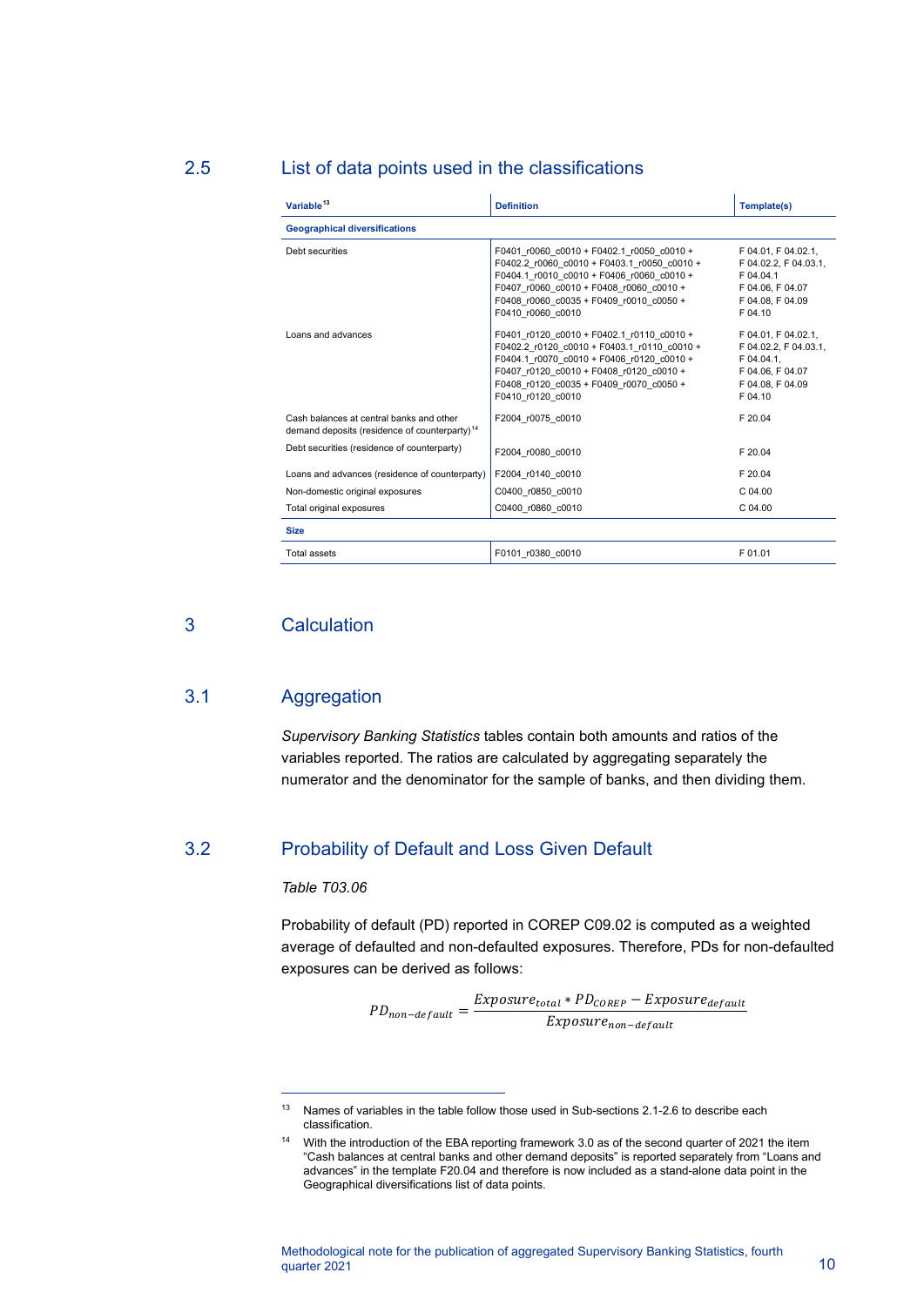## 2.5 List of data points used in the classifications

| Variable[13] | Definition | Template(s) |
|---|---|---|
| **Geographical diversifications** | | |
| Debt securities | F0401_r0060_c0010 + F0402.1_r0050_c0010 + F0402.2_r0060_c0010 + F0403.1_r0050_c0010 + F0404.1_r0010_c0010 + F0406_r0060_c0010 + F0407_r0060_c0010 + F0408_r0060_c0010 + F0408_r0060_c0035 + F0409_r0010_c0050 + F0410_r0060_c0010 | F 04.01, F 04.02.1, F 04.02.2, F 04.03.1, F 04.04.1 F 04.06, F 04.07 F 04.08, F 04.09 F 04.10 |
| Loans and advances | F0401_r0120_c0010 + F0402.1_r0110_c0010 + F0402.2_r0120_c0010 + F0403.1_r0110_c0010 + F0404.1_r0070_c0010 + F0406_r0120_c0010 + F0407_r0120_c0010 + F0408_r0120_c0010 + F0408_r0120_c0035 + F0409_r0070_c0050 + F0410_r0120_c0010 | F 04.01, F 04.02.1, F 04.02.2, F 04.03.1, F 04.04.1, F 04.06, F 04.07 F 04.08, F 04.09 F 04.10 |
| Cash balances at central banks and other demand deposits (residence of counterparty)[14] | F2004_r0075_c0010 | F 20.04 |
| Debt securities (residence of counterparty) | F2004_r0080_c0010 | F 20.04 |
| Loans and advances (residence of counterparty) | F2004_r0140_c0010 | F 20.04 |
| Non-domestic original exposures | C0400_r0850_c0010 | C 04.00 |
| Total original exposures | C0400_r0860_c0010 | C 04.00 |
| **Size** | | |
| Total assets | F0101_r0380_c0010 | F 01.01 |

# 3 Calculation

## 3.1 Aggregation

*Supervisory Banking Statistics* tables contain both amounts and ratios of the variables reported. The ratios are calculated by aggregating separately the numerator and the denominator for the sample of banks, and then dividing them.

## 3.2 Probability of Default and Loss Given Default

*Table T03.06*

Probability of default (PD) reported in COREP C09.02 is computed as a weighted average of defaulted and non-defaulted exposures. Therefore, PDs for non-defaulted exposures can be derived as follows:

$$PD_{non-default} = \frac{Exposure_{total} * PD_{COREP} - Exposure_{default}}{Exposure_{non-default}}$$

---

[13] Names of variables in the table follow those used in Sub-sections 2.1-2.6 to describe each classification.

[14] With the introduction of the EBA reporting framework 3.0 as of the second quarter of 2021 the item "Cash balances at central banks and other demand deposits" is reported separately from "Loans and advances" in the template F20.04 and therefore is now included as a stand-alone data point in the Geographical diversifications list of data points.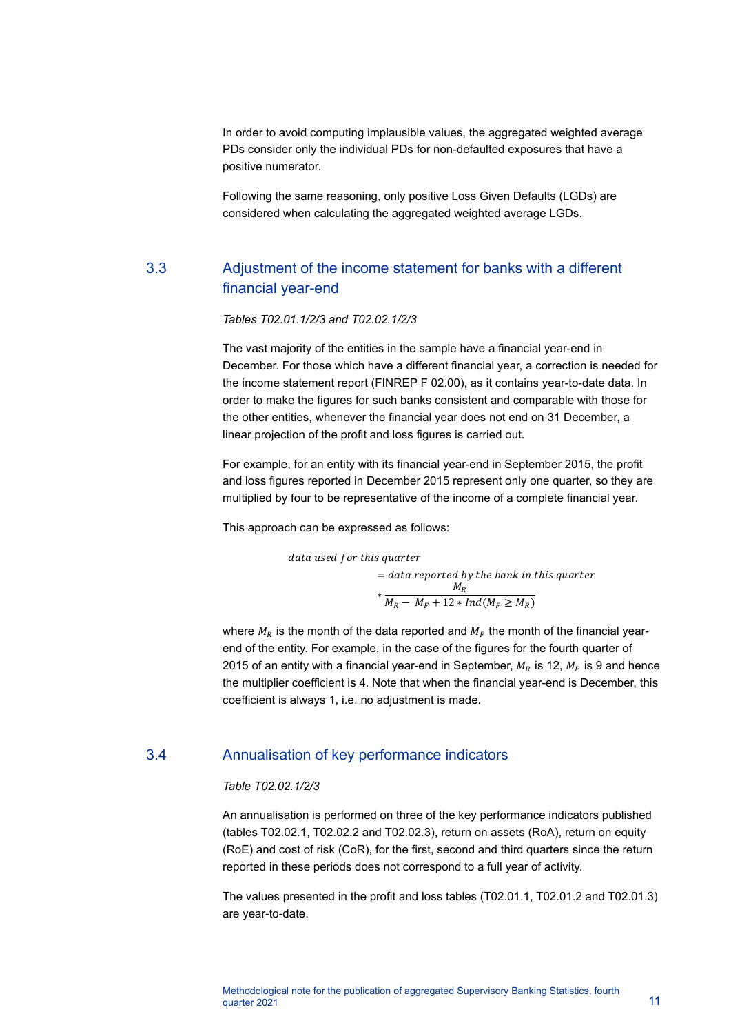In order to avoid computing implausible values, the aggregated weighted average PDs consider only the individual PDs for non-defaulted exposures that have a positive numerator.

Following the same reasoning, only positive Loss Given Defaults (LGDs) are considered when calculating the aggregated weighted average LGDs.

## 3.3 Adjustment of the income statement for banks with a different financial year-end

*Tables T02.01.1/2/3 and T02.02.1/2/3*

The vast majority of the entities in the sample have a financial year-end in December. For those which have a different financial year, a correction is needed for the income statement report (FINREP F 02.00), as it contains year-to-date data. In order to make the figures for such banks consistent and comparable with those for the other entities, whenever the financial year does not end on 31 December, a linear projection of the profit and loss figures is carried out.

For example, for an entity with its financial year-end in September 2015, the profit and loss figures reported in December 2015 represent only one quarter, so they are multiplied by four to be representative of the income of a complete financial year.

This approach can be expressed as follows:

$$data\ used\ for\ this\ quarter = data\ reported\ by\ the\ bank\ in\ this\ quarter * \frac{M_R}{M_R - M_F + 12 * Ind(M_F \geq M_R)}$$

where $M_R$ is the month of the data reported and $M_F$ the month of the financial year-end of the entity. For example, in the case of the figures for the fourth quarter of 2015 of an entity with a financial year-end in September, $M_R$ is 12, $M_F$ is 9 and hence the multiplier coefficient is 4. Note that when the financial year-end is December, this coefficient is always 1, i.e. no adjustment is made.

## 3.4 Annualisation of key performance indicators

*Table T02.02.1/2/3*

An annualisation is performed on three of the key performance indicators published (tables T02.02.1, T02.02.2 and T02.02.3), return on assets (RoA), return on equity (RoE) and cost of risk (CoR), for the first, second and third quarters since the return reported in these periods does not correspond to a full year of activity.

The values presented in the profit and loss tables (T02.01.1, T02.01.2 and T02.01.3) are year-to-date.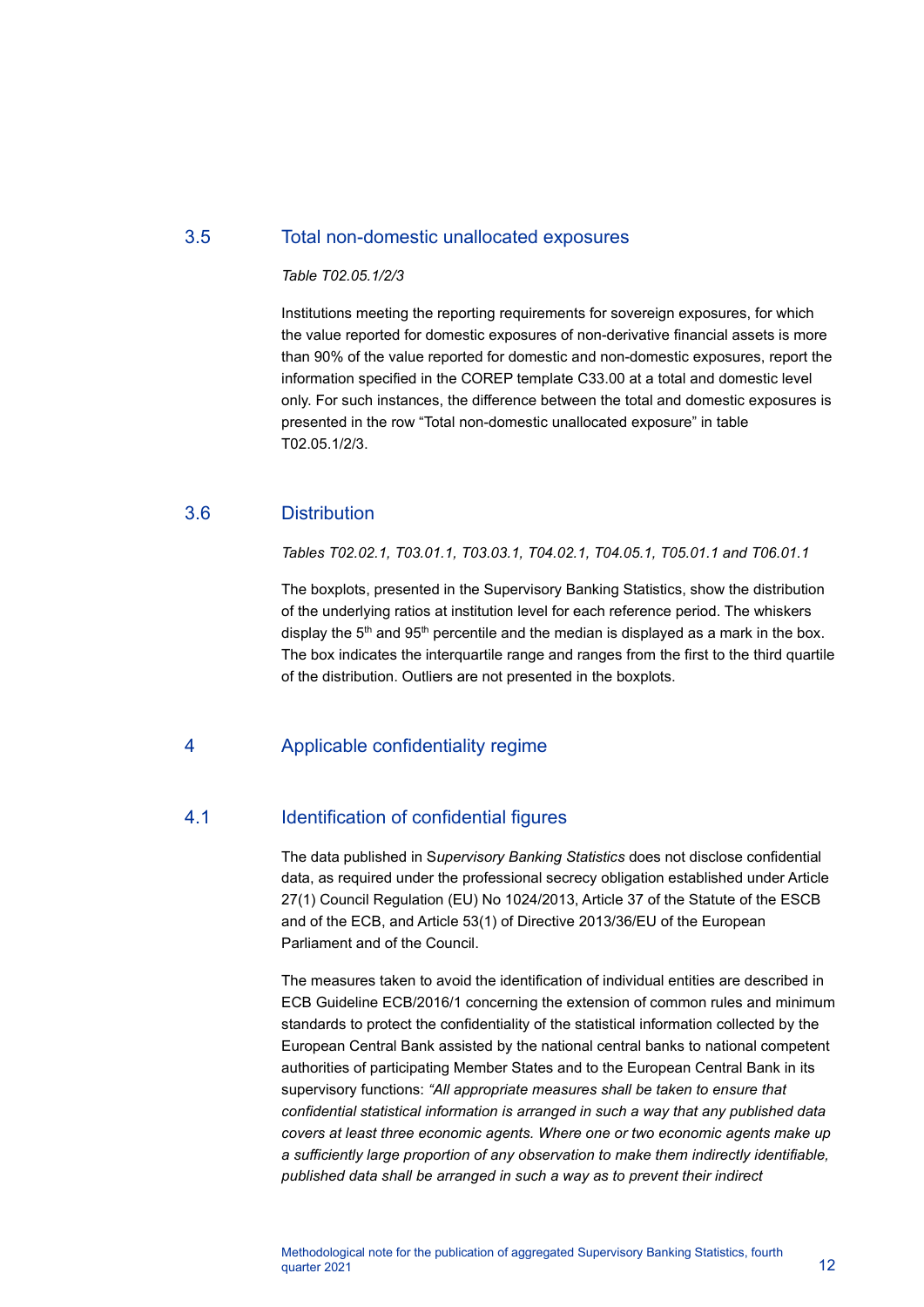## 3.5 Total non-domestic unallocated exposures

*Table T02.05.1/2/3*

Institutions meeting the reporting requirements for sovereign exposures, for which the value reported for domestic exposures of non-derivative financial assets is more than 90% of the value reported for domestic and non-domestic exposures, report the information specified in the COREP template C33.00 at a total and domestic level only. For such instances, the difference between the total and domestic exposures is presented in the row "Total non-domestic unallocated exposure" in table T02.05.1/2/3.

## 3.6 Distribution

*Tables T02.02.1, T03.01.1, T03.03.1, T04.02.1, T04.05.1, T05.01.1 and T06.01.1*

The boxplots, presented in the Supervisory Banking Statistics, show the distribution of the underlying ratios at institution level for each reference period. The whiskers display the 5th and 95th percentile and the median is displayed as a mark in the box. The box indicates the interquartile range and ranges from the first to the third quartile of the distribution. Outliers are not presented in the boxplots.

# 4 Applicable confidentiality regime

## 4.1 Identification of confidential figures

The data published in S*upervisory Banking Statistics* does not disclose confidential data, as required under the professional secrecy obligation established under Article 27(1) Council Regulation (EU) No 1024/2013, Article 37 of the Statute of the ESCB and of the ECB, and Article 53(1) of Directive 2013/36/EU of the European Parliament and of the Council.

The measures taken to avoid the identification of individual entities are described in ECB Guideline ECB/2016/1 concerning the extension of common rules and minimum standards to protect the confidentiality of the statistical information collected by the European Central Bank assisted by the national central banks to national competent authorities of participating Member States and to the European Central Bank in its supervisory functions: *"All appropriate measures shall be taken to ensure that confidential statistical information is arranged in such a way that any published data covers at least three economic agents. Where one or two economic agents make up a sufficiently large proportion of any observation to make them indirectly identifiable, published data shall be arranged in such a way as to prevent their indirect*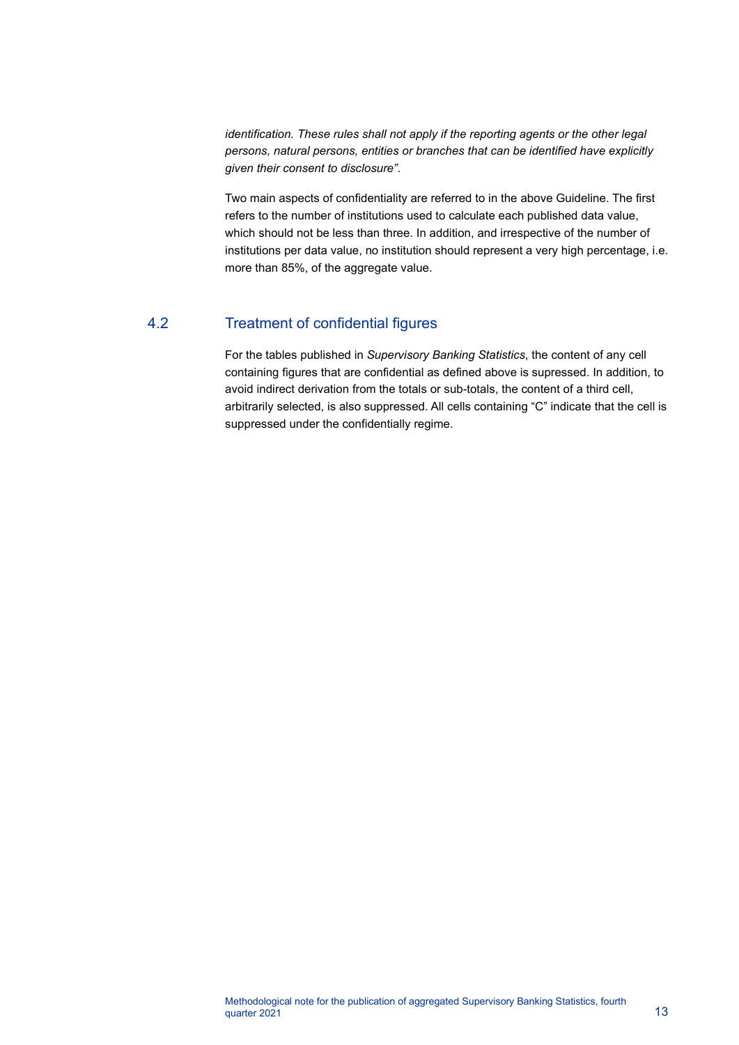*identification. These rules shall not apply if the reporting agents or the other legal persons, natural persons, entities or branches that can be identified have explicitly given their consent to disclosure"*.

Two main aspects of confidentiality are referred to in the above Guideline. The first refers to the number of institutions used to calculate each published data value, which should not be less than three. In addition, and irrespective of the number of institutions per data value, no institution should represent a very high percentage, i.e. more than 85%, of the aggregate value.

## 4.2 Treatment of confidential figures

For the tables published in *Supervisory Banking Statistics*, the content of any cell containing figures that are confidential as defined above is supressed. In addition, to avoid indirect derivation from the totals or sub-totals, the content of a third cell, arbitrarily selected, is also suppressed. All cells containing "C" indicate that the cell is suppressed under the confidentially regime.